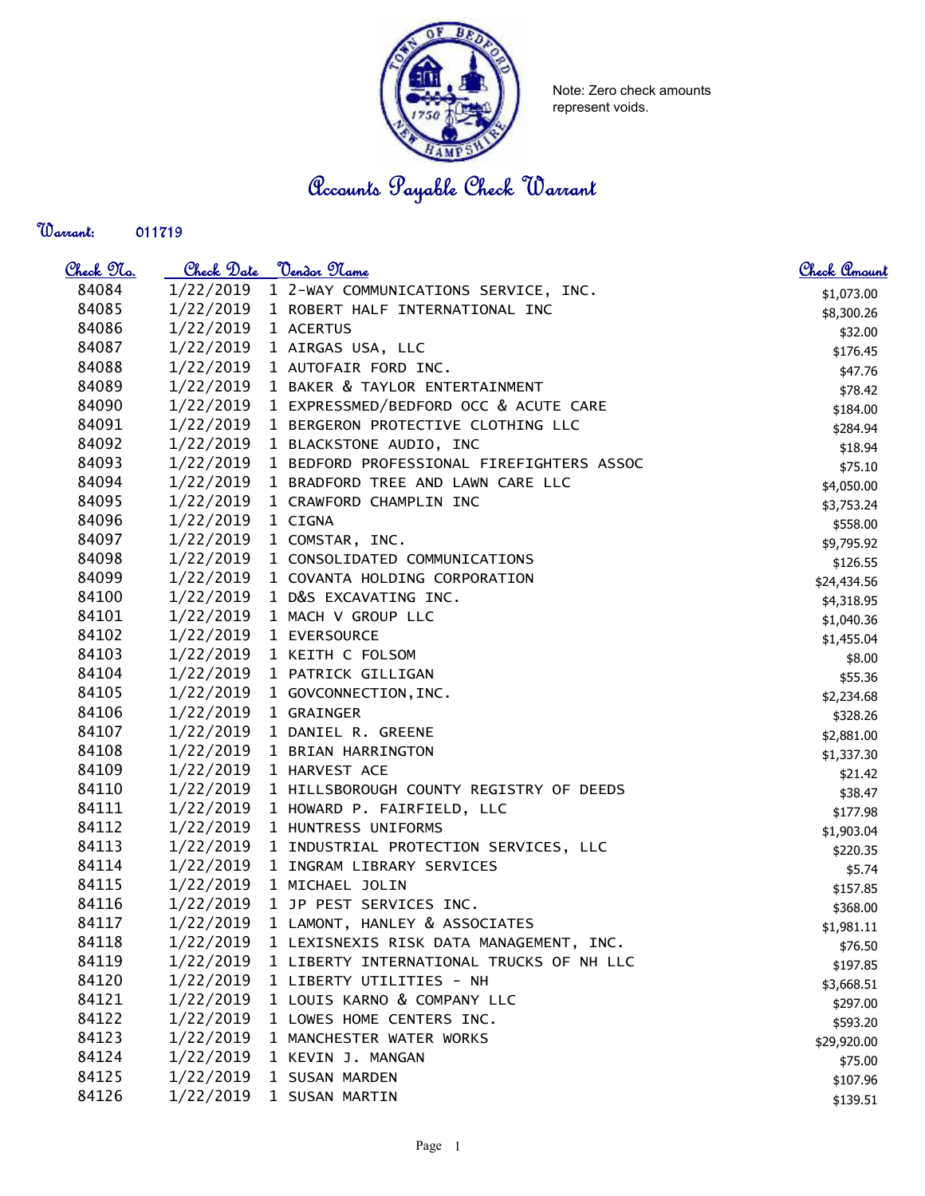Note: Zero check amounts represent voids.

# Accounts Payable Check Warrant

**Warrant:** 011719

| Check No. | Check Date | Vendor Name | Check Amount |
|---|---|---|---|
| 84084 | 1/22/2019 | 1 2-WAY COMMUNICATIONS SERVICE, INC. | $1,073.00 |
| 84085 | 1/22/2019 | 1 ROBERT HALF INTERNATIONAL INC | $8,300.26 |
| 84086 | 1/22/2019 | 1 ACERTUS | $32.00 |
| 84087 | 1/22/2019 | 1 AIRGAS USA, LLC | $176.45 |
| 84088 | 1/22/2019 | 1 AUTOFAIR FORD INC. | $47.76 |
| 84089 | 1/22/2019 | 1 BAKER & TAYLOR ENTERTAINMENT | $78.42 |
| 84090 | 1/22/2019 | 1 EXPRESSMED/BEDFORD OCC & ACUTE CARE | $184.00 |
| 84091 | 1/22/2019 | 1 BERGERON PROTECTIVE CLOTHING LLC | $284.94 |
| 84092 | 1/22/2019 | 1 BLACKSTONE AUDIO, INC | $18.94 |
| 84093 | 1/22/2019 | 1 BEDFORD PROFESSIONAL FIREFIGHTERS ASSOC | $75.10 |
| 84094 | 1/22/2019 | 1 BRADFORD TREE AND LAWN CARE LLC | $4,050.00 |
| 84095 | 1/22/2019 | 1 CRAWFORD CHAMPLIN INC | $3,753.24 |
| 84096 | 1/22/2019 | 1 CIGNA | $558.00 |
| 84097 | 1/22/2019 | 1 COMSTAR, INC. | $9,795.92 |
| 84098 | 1/22/2019 | 1 CONSOLIDATED COMMUNICATIONS | $126.55 |
| 84099 | 1/22/2019 | 1 COVANTA HOLDING CORPORATION | $24,434.56 |
| 84100 | 1/22/2019 | 1 D&S EXCAVATING INC. | $4,318.95 |
| 84101 | 1/22/2019 | 1 MACH V GROUP LLC | $1,040.36 |
| 84102 | 1/22/2019 | 1 EVERSOURCE | $1,455.04 |
| 84103 | 1/22/2019 | 1 KEITH C FOLSOM | $8.00 |
| 84104 | 1/22/2019 | 1 PATRICK GILLIGAN | $55.36 |
| 84105 | 1/22/2019 | 1 GOVCONNECTION,INC. | $2,234.68 |
| 84106 | 1/22/2019 | 1 GRAINGER | $328.26 |
| 84107 | 1/22/2019 | 1 DANIEL R. GREENE | $2,881.00 |
| 84108 | 1/22/2019 | 1 BRIAN HARRINGTON | $1,337.30 |
| 84109 | 1/22/2019 | 1 HARVEST ACE | $21.42 |
| 84110 | 1/22/2019 | 1 HILLSBOROUGH COUNTY REGISTRY OF DEEDS | $38.47 |
| 84111 | 1/22/2019 | 1 HOWARD P. FAIRFIELD, LLC | $177.98 |
| 84112 | 1/22/2019 | 1 HUNTRESS UNIFORMS | $1,903.04 |
| 84113 | 1/22/2019 | 1 INDUSTRIAL PROTECTION SERVICES, LLC | $220.35 |
| 84114 | 1/22/2019 | 1 INGRAM LIBRARY SERVICES | $5.74 |
| 84115 | 1/22/2019 | 1 MICHAEL JOLIN | $157.85 |
| 84116 | 1/22/2019 | 1 JP PEST SERVICES INC. | $368.00 |
| 84117 | 1/22/2019 | 1 LAMONT, HANLEY & ASSOCIATES | $1,981.11 |
| 84118 | 1/22/2019 | 1 LEXISNEXIS RISK DATA MANAGEMENT, INC. | $76.50 |
| 84119 | 1/22/2019 | 1 LIBERTY INTERNATIONAL TRUCKS OF NH LLC | $197.85 |
| 84120 | 1/22/2019 | 1 LIBERTY UTILITIES - NH | $3,668.51 |
| 84121 | 1/22/2019 | 1 LOUIS KARNO & COMPANY LLC | $297.00 |
| 84122 | 1/22/2019 | 1 LOWES HOME CENTERS INC. | $593.20 |
| 84123 | 1/22/2019 | 1 MANCHESTER WATER WORKS | $29,920.00 |
| 84124 | 1/22/2019 | 1 KEVIN J. MANGAN | $75.00 |
| 84125 | 1/22/2019 | 1 SUSAN MARDEN | $107.96 |
| 84126 | 1/22/2019 | 1 SUSAN MARTIN | $139.51 |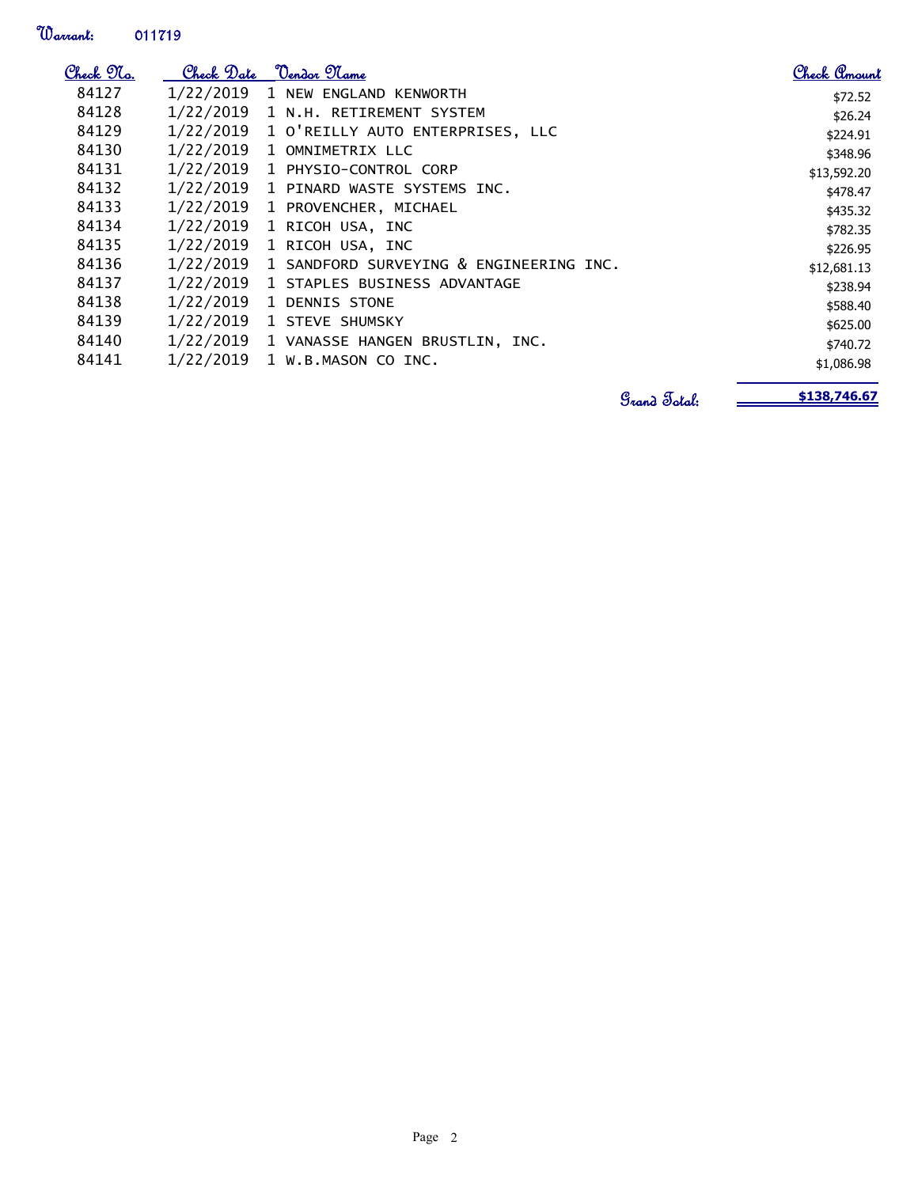Warrant: 011719

| Check No. | Check Date | Vendor Name | Check Amount |
|---|---|---|---|
| 84127 | 1/22/2019 | 1 NEW ENGLAND KENWORTH | $72.52 |
| 84128 | 1/22/2019 | 1 N.H. RETIREMENT SYSTEM | $26.24 |
| 84129 | 1/22/2019 | 1 O'REILLY AUTO ENTERPRISES, LLC | $224.91 |
| 84130 | 1/22/2019 | 1 OMNIMETRIX LLC | $348.96 |
| 84131 | 1/22/2019 | 1 PHYSIO-CONTROL CORP | $13,592.20 |
| 84132 | 1/22/2019 | 1 PINARD WASTE SYSTEMS INC. | $478.47 |
| 84133 | 1/22/2019 | 1 PROVENCHER, MICHAEL | $435.32 |
| 84134 | 1/22/2019 | 1 RICOH USA, INC | $782.35 |
| 84135 | 1/22/2019 | 1 RICOH USA, INC | $226.95 |
| 84136 | 1/22/2019 | 1 SANDFORD SURVEYING & ENGINEERING INC. | $12,681.13 |
| 84137 | 1/22/2019 | 1 STAPLES BUSINESS ADVANTAGE | $238.94 |
| 84138 | 1/22/2019 | 1 DENNIS STONE | $588.40 |
| 84139 | 1/22/2019 | 1 STEVE SHUMSKY | $625.00 |
| 84140 | 1/22/2019 | 1 VANASSE HANGEN BRUSTLIN, INC. | $740.72 |
| 84141 | 1/22/2019 | 1 W.B.MASON CO INC. | $1,086.98 |
| | | Grand Total: | **$138,746.67** |